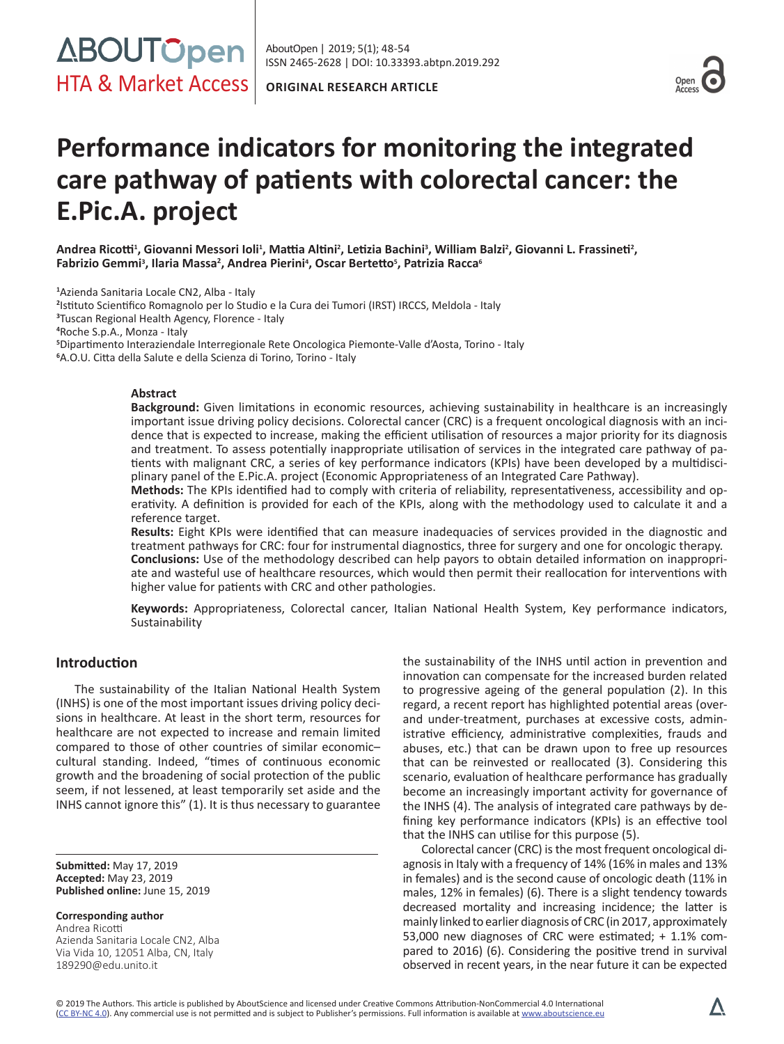ORIGINAL RESEARCH ARTICLE

# Performance indicators for monitoring the integrated care pathway of patients with colorectal cancer: the E.Pic.A. project

**Andrea Ricotti[1], Giovanni Messori Ioli[1], Mattia Altini[2], Letizia Bachini[3], William Balzi[2], Giovanni L. Frassineti[2], Fabrizio Gemmi[3], Ilaria Massa[2], Andrea Pierini[4], Oscar Bertetto[5], Patrizia Racca[6]**

[1]Azienda Sanitaria Locale CN2, Alba - Italy
[2]Istituto Scientifico Romagnolo per lo Studio e la Cura dei Tumori (IRST) IRCCS, Meldola - Italy
[3]Tuscan Regional Health Agency, Florence - Italy
[4]Roche S.p.A., Monza - Italy
[5]Dipartimento Interaziendale Interregionale Rete Oncologica Piemonte-Valle d'Aosta, Torino - Italy
[6]A.O.U. Citta della Salute e della Scienza di Torino, Torino - Italy

## Abstract

**Background:** Given limitations in economic resources, achieving sustainability in healthcare is an increasingly important issue driving policy decisions. Colorectal cancer (CRC) is a frequent oncological diagnosis with an incidence that is expected to increase, making the efficient utilisation of resources a major priority for its diagnosis and treatment. To assess potentially inappropriate utilisation of services in the integrated care pathway of patients with malignant CRC, a series of key performance indicators (KPIs) have been developed by a multidisciplinary panel of the E.Pic.A. project (Economic Appropriateness of an Integrated Care Pathway).

**Methods:** The KPIs identified had to comply with criteria of reliability, representativeness, accessibility and operativity. A definition is provided for each of the KPIs, along with the methodology used to calculate it and a reference target.

**Results:** Eight KPIs were identified that can measure inadequacies of services provided in the diagnostic and treatment pathways for CRC: four for instrumental diagnostics, three for surgery and one for oncologic therapy.

**Conclusions:** Use of the methodology described can help payors to obtain detailed information on inappropriate and wasteful use of healthcare resources, which would then permit their reallocation for interventions with higher value for patients with CRC and other pathologies.

**Keywords:** Appropriateness, Colorectal cancer, Italian National Health System, Key performance indicators, Sustainability

## Introduction

The sustainability of the Italian National Health System (INHS) is one of the most important issues driving policy decisions in healthcare. At least in the short term, resources for healthcare are not expected to increase and remain limited compared to those of other countries of similar economic–cultural standing. Indeed, "times of continuous economic growth and the broadening of social protection of the public seem, if not lessened, at least temporarily set aside and the INHS cannot ignore this" (1). It is thus necessary to guarantee the sustainability of the INHS until action in prevention and innovation can compensate for the increased burden related to progressive ageing of the general population (2). In this regard, a recent report has highlighted potential areas (over- and under-treatment, purchases at excessive costs, administrative efficiency, administrative complexities, frauds and abuses, etc.) that can be drawn upon to free up resources that can be reinvested or reallocated (3). Considering this scenario, evaluation of healthcare performance has gradually become an increasingly important activity for governance of the INHS (4). The analysis of integrated care pathways by defining key performance indicators (KPIs) is an effective tool that the INHS can utilise for this purpose (5).

Colorectal cancer (CRC) is the most frequent oncological diagnosis in Italy with a frequency of 14% (16% in males and 13% in females) and is the second cause of oncologic death (11% in males, 12% in females) (6). There is a slight tendency towards decreased mortality and increasing incidence; the latter is mainly linked to earlier diagnosis of CRC (in 2017, approximately 53,000 new diagnoses of CRC were estimated; + 1.1% compared to 2016) (6). Considering the positive trend in survival observed in recent years, in the near future it can be expected

**Submitted:** May 17, 2019
**Accepted:** May 23, 2019
**Published online:** June 15, 2019

**Corresponding author**
Andrea Ricotti
Azienda Sanitaria Locale CN2, Alba
Via Vida 10, 12051 Alba, CN, Italy
189290@edu.unito.it

© 2019 The Authors. This article is published by AboutScience and licensed under Creative Commons Attribution-NonCommercial 4.0 International (CC BY-NC 4.0). Any commercial use is not permitted and is subject to Publisher's permissions. Full information is available at www.aboutscience.eu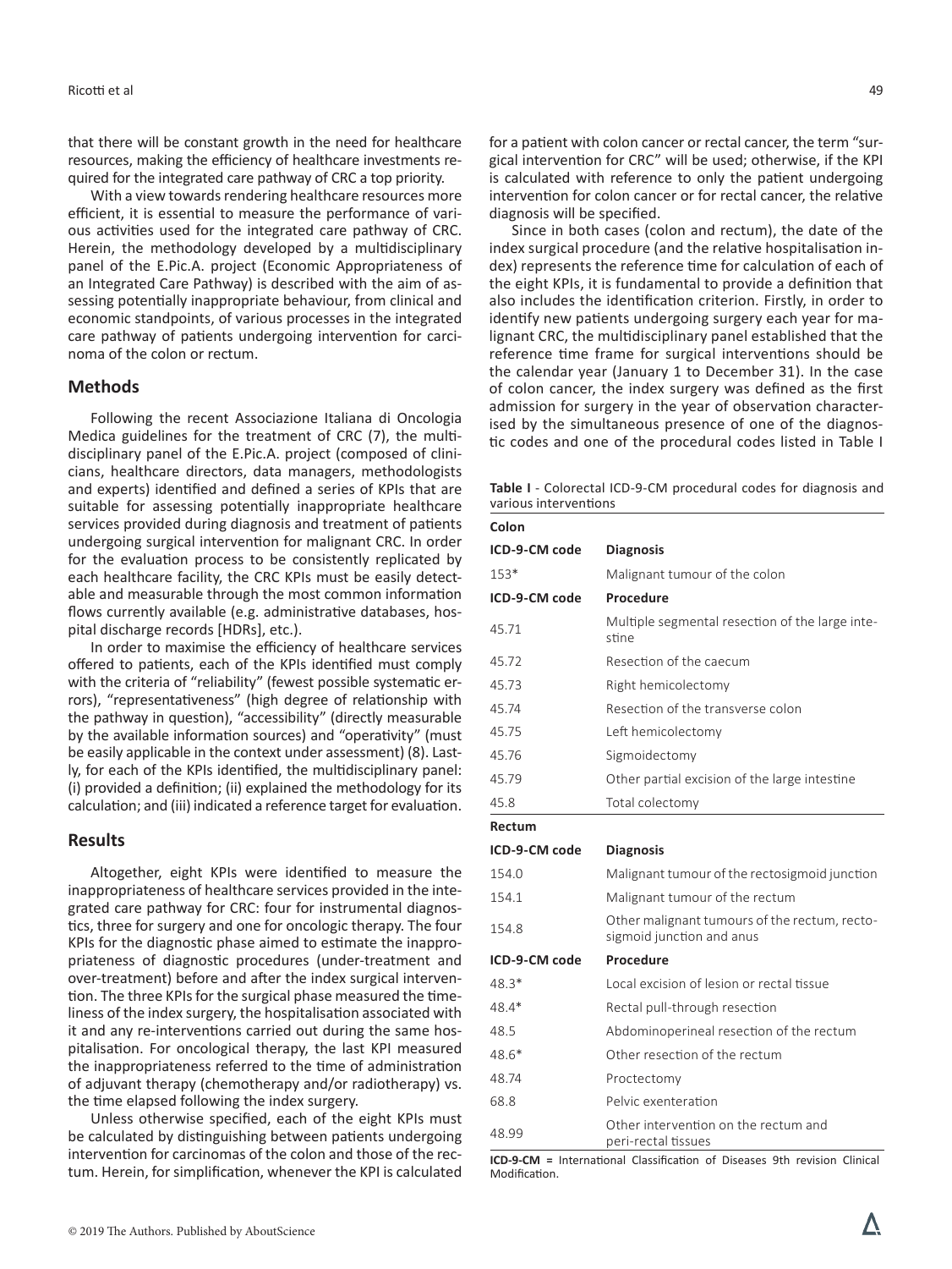that there will be constant growth in the need for healthcare resources, making the efficiency of healthcare investments required for the integrated care pathway of CRC a top priority.

With a view towards rendering healthcare resources more efficient, it is essential to measure the performance of various activities used for the integrated care pathway of CRC. Herein, the methodology developed by a multidisciplinary panel of the E.Pic.A. project (Economic Appropriateness of an Integrated Care Pathway) is described with the aim of assessing potentially inappropriate behaviour, from clinical and economic standpoints, of various processes in the integrated care pathway of patients undergoing intervention for carcinoma of the colon or rectum.

## Methods

Following the recent Associazione Italiana di Oncologia Medica guidelines for the treatment of CRC (7), the multidisciplinary panel of the E.Pic.A. project (composed of clinicians, healthcare directors, data managers, methodologists and experts) identified and defined a series of KPIs that are suitable for assessing potentially inappropriate healthcare services provided during diagnosis and treatment of patients undergoing surgical intervention for malignant CRC. In order for the evaluation process to be consistently replicated by each healthcare facility, the CRC KPIs must be easily detectable and measurable through the most common information flows currently available (e.g. administrative databases, hospital discharge records [HDRs], etc.).

In order to maximise the efficiency of healthcare services offered to patients, each of the KPIs identified must comply with the criteria of "reliability" (fewest possible systematic errors), "representativeness" (high degree of relationship with the pathway in question), "accessibility" (directly measurable by the available information sources) and "operativity" (must be easily applicable in the context under assessment) (8). Lastly, for each of the KPIs identified, the multidisciplinary panel: (i) provided a definition; (ii) explained the methodology for its calculation; and (iii) indicated a reference target for evaluation.

## Results

Altogether, eight KPIs were identified to measure the inappropriateness of healthcare services provided in the integrated care pathway for CRC: four for instrumental diagnostics, three for surgery and one for oncologic therapy. The four KPIs for the diagnostic phase aimed to estimate the inappropriateness of diagnostic procedures (under-treatment and over-treatment) before and after the index surgical intervention. The three KPIs for the surgical phase measured the timeliness of the index surgery, the hospitalisation associated with it and any re-interventions carried out during the same hospitalisation. For oncological therapy, the last KPI measured the inappropriateness referred to the time of administration of adjuvant therapy (chemotherapy and/or radiotherapy) vs. the time elapsed following the index surgery.

Unless otherwise specified, each of the eight KPIs must be calculated by distinguishing between patients undergoing intervention for carcinomas of the colon and those of the rectum. Herein, for simplification, whenever the KPI is calculated for a patient with colon cancer or rectal cancer, the term "surgical intervention for CRC" will be used; otherwise, if the KPI is calculated with reference to only the patient undergoing intervention for colon cancer or for rectal cancer, the relative diagnosis will be specified.

Since in both cases (colon and rectum), the date of the index surgical procedure (and the relative hospitalisation index) represents the reference time for calculation of each of the eight KPIs, it is fundamental to provide a definition that also includes the identification criterion. Firstly, in order to identify new patients undergoing surgery each year for malignant CRC, the multidisciplinary panel established that the reference time frame for surgical interventions should be the calendar year (January 1 to December 31). In the case of colon cancer, the index surgery was defined as the first admission for surgery in the year of observation characterised by the simultaneous presence of one of the diagnostic codes and one of the procedural codes listed in Table I

**Table I** - Colorectal ICD-9-CM procedural codes for diagnosis and various interventions

| **Colon** | |
|---|---|
| **ICD-9-CM code** | **Diagnosis** |
| 153* | Malignant tumour of the colon |
| **ICD-9-CM code** | **Procedure** |
| 45.71 | Multiple segmental resection of the large intestine |
| 45.72 | Resection of the caecum |
| 45.73 | Right hemicolectomy |
| 45.74 | Resection of the transverse colon |
| 45.75 | Left hemicolectomy |
| 45.76 | Sigmoidectomy |
| 45.79 | Other partial excision of the large intestine |
| 45.8 | Total colectomy |
| **Rectum** | |
| **ICD-9-CM code** | **Diagnosis** |
| 154.0 | Malignant tumour of the rectosigmoid junction |
| 154.1 | Malignant tumour of the rectum |
| 154.8 | Other malignant tumours of the rectum, rectosigmoid junction and anus |
| **ICD-9-CM code** | **Procedure** |
| 48.3* | Local excision of lesion or rectal tissue |
| 48.4* | Rectal pull-through resection |
| 48.5 | Abdominoperineal resection of the rectum |
| 48.6* | Other resection of the rectum |
| 48.74 | Proctectomy |
| 68.8 | Pelvic exenteration |
| 48.99 | Other intervention on the rectum and peri-rectal tissues |

**ICD-9-CM =** International Classification of Diseases 9th revision Clinical Modification.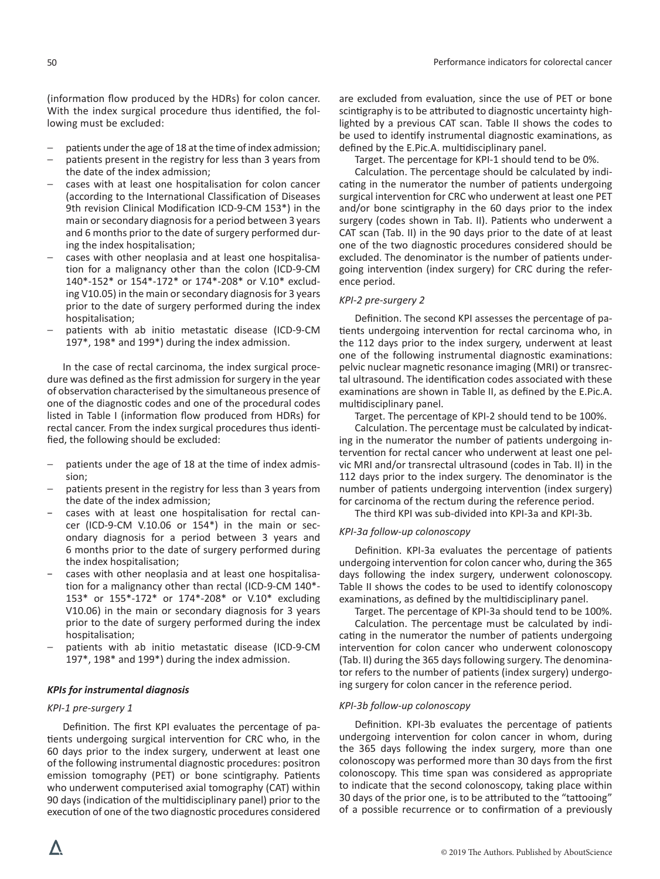(information flow produced by the HDRs) for colon cancer. With the index surgical procedure thus identified, the following must be excluded:

- patients under the age of 18 at the time of index admission;
- patients present in the registry for less than 3 years from the date of the index admission;
- cases with at least one hospitalisation for colon cancer (according to the International Classification of Diseases 9th revision Clinical Modification ICD-9-CM 153*) in the main or secondary diagnosis for a period between 3 years and 6 months prior to the date of surgery performed during the index hospitalisation;
- cases with other neoplasia and at least one hospitalisation for a malignancy other than the colon (ICD-9-CM 140*-152* or 154*-172* or 174*-208* or V.10* excluding V10.05) in the main or secondary diagnosis for 3 years prior to the date of surgery performed during the index hospitalisation;
- patients with ab initio metastatic disease (ICD-9-CM 197*, 198* and 199*) during the index admission.

In the case of rectal carcinoma, the index surgical procedure was defined as the first admission for surgery in the year of observation characterised by the simultaneous presence of one of the diagnostic codes and one of the procedural codes listed in Table I (information flow produced from HDRs) for rectal cancer. From the index surgical procedures thus identified, the following should be excluded:

- patients under the age of 18 at the time of index admission;
- patients present in the registry for less than 3 years from the date of the index admission;
- cases with at least one hospitalisation for rectal cancer (ICD-9-CM V.10.06 or 154*) in the main or secondary diagnosis for a period between 3 years and 6 months prior to the date of surgery performed during the index hospitalisation;
- cases with other neoplasia and at least one hospitalisation for a malignancy other than rectal (ICD-9-CM 140*-153* or 155*-172* or 174*-208* or V.10* excluding V10.06) in the main or secondary diagnosis for 3 years prior to the date of surgery performed during the index hospitalisation;
- patients with ab initio metastatic disease (ICD-9-CM 197*, 198* and 199*) during the index admission.

### *KPIs for instrumental diagnosis*

#### *KPI-1 pre-surgery 1*

Definition. The first KPI evaluates the percentage of patients undergoing surgical intervention for CRC who, in the 60 days prior to the index surgery, underwent at least one of the following instrumental diagnostic procedures: positron emission tomography (PET) or bone scintigraphy. Patients who underwent computerised axial tomography (CAT) within 90 days (indication of the multidisciplinary panel) prior to the execution of one of the two diagnostic procedures considered are excluded from evaluation, since the use of PET or bone scintigraphy is to be attributed to diagnostic uncertainty highlighted by a previous CAT scan. Table II shows the codes to be used to identify instrumental diagnostic examinations, as defined by the E.Pic.A. multidisciplinary panel.

Target. The percentage for KPI-1 should tend to be 0%.

Calculation. The percentage should be calculated by indicating in the numerator the number of patients undergoing surgical intervention for CRC who underwent at least one PET and/or bone scintigraphy in the 60 days prior to the index surgery (codes shown in Tab. II). Patients who underwent a CAT scan (Tab. II) in the 90 days prior to the date of at least one of the two diagnostic procedures considered should be excluded. The denominator is the number of patients undergoing intervention (index surgery) for CRC during the reference period.

#### *KPI-2 pre-surgery 2*

Definition. The second KPI assesses the percentage of patients undergoing intervention for rectal carcinoma who, in the 112 days prior to the index surgery, underwent at least one of the following instrumental diagnostic examinations: pelvic nuclear magnetic resonance imaging (MRI) or transrectal ultrasound. The identification codes associated with these examinations are shown in Table II, as defined by the E.Pic.A. multidisciplinary panel.

Target. The percentage of KPI-2 should tend to be 100%.

Calculation. The percentage must be calculated by indicating in the numerator the number of patients undergoing intervention for rectal cancer who underwent at least one pelvic MRI and/or transrectal ultrasound (codes in Tab. II) in the 112 days prior to the index surgery. The denominator is the number of patients undergoing intervention (index surgery) for carcinoma of the rectum during the reference period.

The third KPI was sub-divided into KPI-3a and KPI-3b.

#### *KPI-3a follow-up colonoscopy*

Definition. KPI-3a evaluates the percentage of patients undergoing intervention for colon cancer who, during the 365 days following the index surgery, underwent colonoscopy. Table II shows the codes to be used to identify colonoscopy examinations, as defined by the multidisciplinary panel.

Target. The percentage of KPI-3a should tend to be 100%.

Calculation. The percentage must be calculated by indicating in the numerator the number of patients undergoing intervention for colon cancer who underwent colonoscopy (Tab. II) during the 365 days following surgery. The denominator refers to the number of patients (index surgery) undergoing surgery for colon cancer in the reference period.

#### *KPI-3b follow-up colonoscopy*

Definition. KPI-3b evaluates the percentage of patients undergoing intervention for colon cancer in whom, during the 365 days following the index surgery, more than one colonoscopy was performed more than 30 days from the first colonoscopy. This time span was considered as appropriate to indicate that the second colonoscopy, taking place within 30 days of the prior one, is to be attributed to the "tattooing" of a possible recurrence or to confirmation of a previously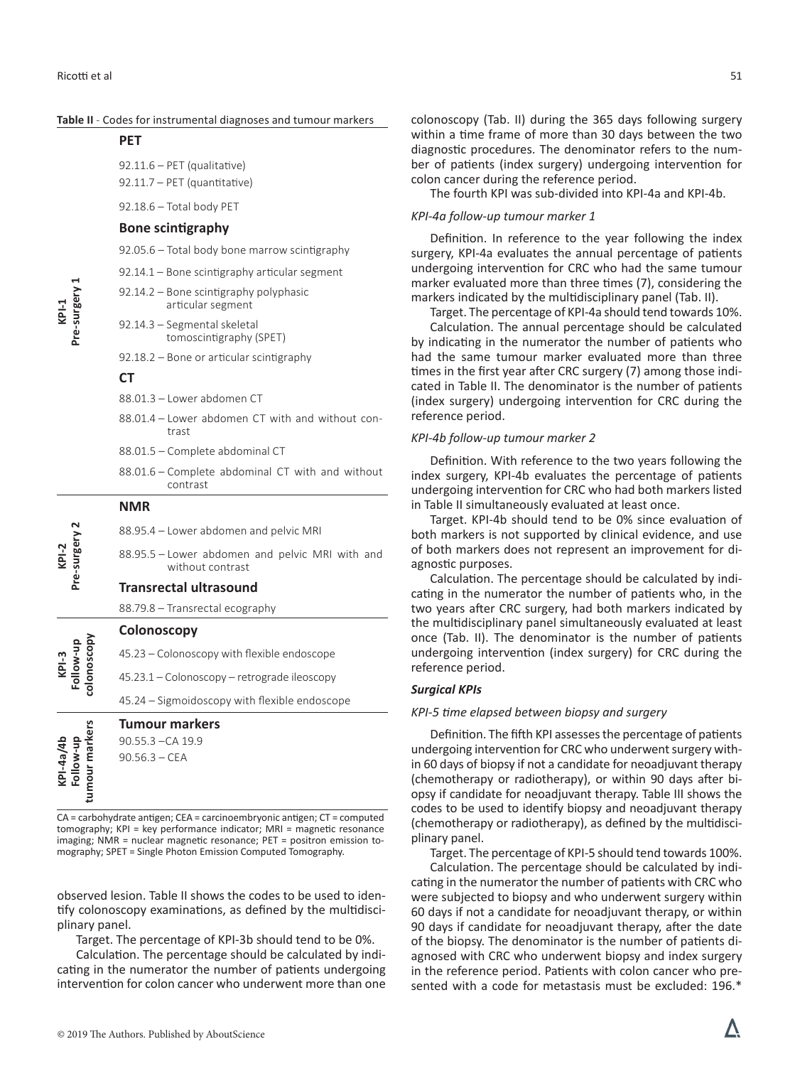**Table II** - Codes for instrumental diagnoses and tumour markers

| | |
|---|---|
| **KPI-1 Pre-surgery 1** | **PET** |
| | 92.11.6 – PET (qualitative) |
| | 92.11.7 – PET (quantitative) |
| | 92.18.6 – Total body PET |
| | **Bone scintigraphy** |
| | 92.05.6 – Total body bone marrow scintigraphy |
| | 92.14.1 – Bone scintigraphy articular segment |
| | 92.14.2 – Bone scintigraphy polyphasic articular segment |
| | 92.14.3 – Segmental skeletal tomoscintigraphy (SPET) |
| | 92.18.2 – Bone or articular scintigraphy |
| | **CT** |
| | 88.01.3 – Lower abdomen CT |
| | 88.01.4 – Lower abdomen CT with and without contrast |
| | 88.01.5 – Complete abdominal CT |
| | 88.01.6 – Complete abdominal CT with and without contrast |
| **KPI-2 Pre-surgery 2** | **NMR** |
| | 88.95.4 – Lower abdomen and pelvic MRI |
| | 88.95.5 – Lower abdomen and pelvic MRI with and without contrast |
| | **Transrectal ultrasound** |
| | 88.79.8 – Transrectal ecography |
| **KPI-3 Follow-up colonoscopy** | **Colonoscopy** |
| | 45.23 – Colonoscopy with flexible endoscope |
| | 45.23.1 – Colonoscopy – retrograde ileoscopy |
| | 45.24 – Sigmoidoscopy with flexible endoscope |
| **KPI-4a/4b Follow-up tumour markers** | **Tumour markers** |
| | 90.55.3 –CA 19.9 |
| | 90.56.3 – CEA |

CA = carbohydrate antigen; CEA = carcinoembryonic antigen; CT = computed tomography; KPI = key performance indicator; MRI = magnetic resonance imaging; NMR = nuclear magnetic resonance; PET = positron emission tomography; SPET = Single Photon Emission Computed Tomography.

observed lesion. Table II shows the codes to be used to identify colonoscopy examinations, as defined by the multidisciplinary panel.

Target. The percentage of KPI-3b should tend to be 0%.

Calculation. The percentage should be calculated by indicating in the numerator the number of patients undergoing intervention for colon cancer who underwent more than one colonoscopy (Tab. II) during the 365 days following surgery within a time frame of more than 30 days between the two diagnostic procedures. The denominator refers to the number of patients (index surgery) undergoing intervention for colon cancer during the reference period.

The fourth KPI was sub-divided into KPI-4a and KPI-4b.

*KPI-4a follow-up tumour marker 1*

Definition. In reference to the year following the index surgery, KPI-4a evaluates the annual percentage of patients undergoing intervention for CRC who had the same tumour marker evaluated more than three times (7), considering the markers indicated by the multidisciplinary panel (Tab. II).

Target. The percentage of KPI-4a should tend towards 10%.

Calculation. The annual percentage should be calculated by indicating in the numerator the number of patients who had the same tumour marker evaluated more than three times in the first year after CRC surgery (7) among those indicated in Table II. The denominator is the number of patients (index surgery) undergoing intervention for CRC during the reference period.

*KPI-4b follow-up tumour marker 2*

Definition. With reference to the two years following the index surgery, KPI-4b evaluates the percentage of patients undergoing intervention for CRC who had both markers listed in Table II simultaneously evaluated at least once.

Target. KPI-4b should tend to be 0% since evaluation of both markers is not supported by clinical evidence, and use of both markers does not represent an improvement for diagnostic purposes.

Calculation. The percentage should be calculated by indicating in the numerator the number of patients who, in the two years after CRC surgery, had both markers indicated by the multidisciplinary panel simultaneously evaluated at least once (Tab. II). The denominator is the number of patients undergoing intervention (index surgery) for CRC during the reference period.

***Surgical KPIs***

*KPI-5 time elapsed between biopsy and surgery*

Definition. The fifth KPI assesses the percentage of patients undergoing intervention for CRC who underwent surgery within 60 days of biopsy if not a candidate for neoadjuvant therapy (chemotherapy or radiotherapy), or within 90 days after biopsy if candidate for neoadjuvant therapy. Table III shows the codes to be used to identify biopsy and neoadjuvant therapy (chemotherapy or radiotherapy), as defined by the multidisciplinary panel.

Target. The percentage of KPI-5 should tend towards 100%.

Calculation. The percentage should be calculated by indicating in the numerator the number of patients with CRC who were subjected to biopsy and who underwent surgery within 60 days if not a candidate for neoadjuvant therapy, or within 90 days if candidate for neoadjuvant therapy, after the date of the biopsy. The denominator is the number of patients diagnosed with CRC who underwent biopsy and index surgery in the reference period. Patients with colon cancer who presented with a code for metastasis must be excluded: 196.*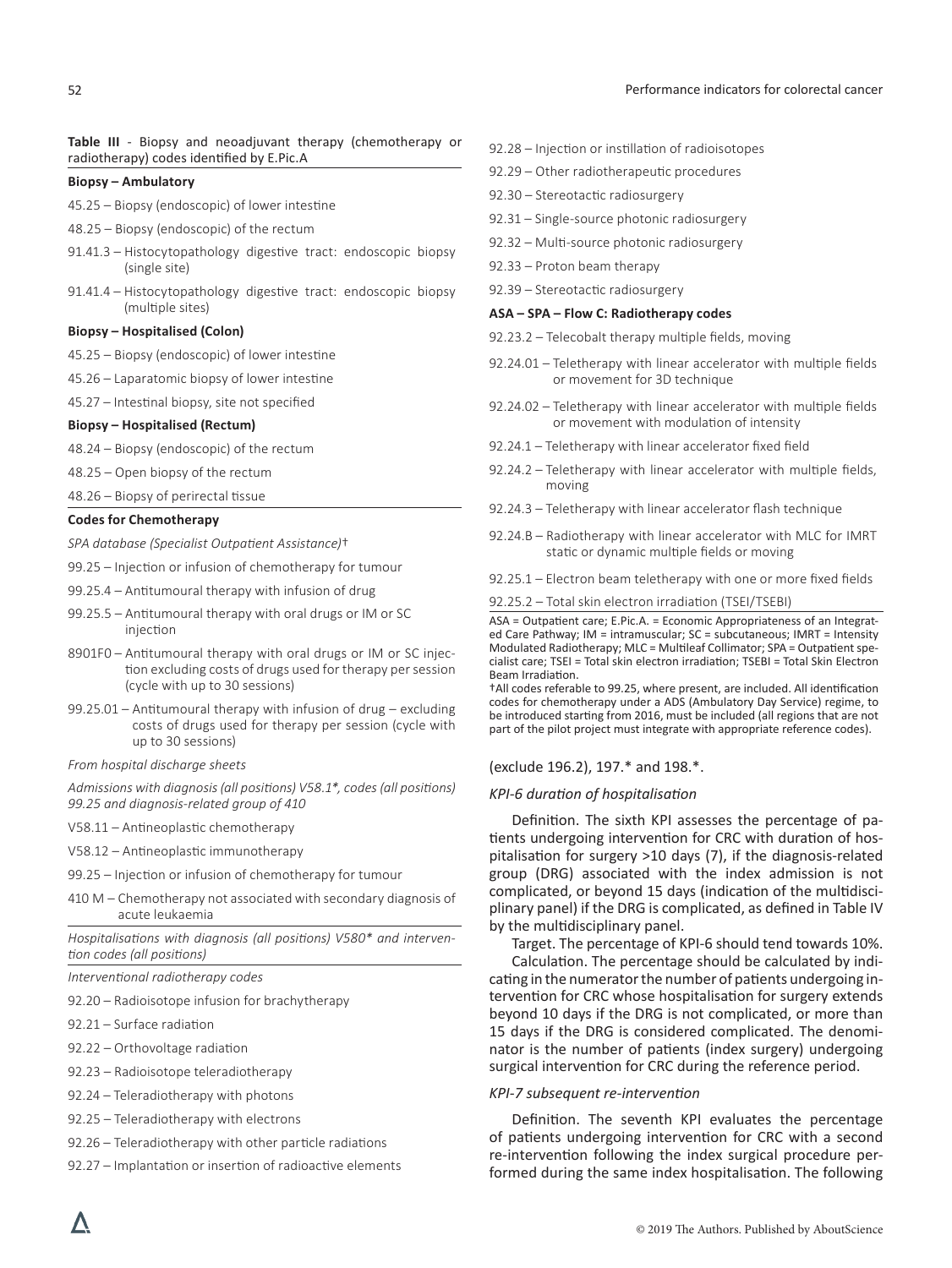**Table III** - Biopsy and neoadjuvant therapy (chemotherapy or radiotherapy) codes identified by E.Pic.A

**Biopsy – Ambulatory**

45.25 – Biopsy (endoscopic) of lower intestine

48.25 – Biopsy (endoscopic) of the rectum

91.41.3 – Histocytopathology digestive tract: endoscopic biopsy (single site)

91.41.4 – Histocytopathology digestive tract: endoscopic biopsy (multiple sites)

**Biopsy – Hospitalised (Colon)**

45.25 – Biopsy (endoscopic) of lower intestine

45.26 – Laparatomic biopsy of lower intestine

45.27 – Intestinal biopsy, site not specified

**Biopsy – Hospitalised (Rectum)**

48.24 – Biopsy (endoscopic) of the rectum

48.25 – Open biopsy of the rectum

48.26 – Biopsy of perirectal tissue

**Codes for Chemotherapy**

*SPA database (Specialist Outpatient Assistance)*†

99.25 – Injection or infusion of chemotherapy for tumour

99.25.4 – Antitumoural therapy with infusion of drug

99.25.5 – Antitumoural therapy with oral drugs or IM or SC injection

8901F0 – Antitumoural therapy with oral drugs or IM or SC injection excluding costs of drugs used for therapy per session (cycle with up to 30 sessions)

99.25.01 – Antitumoural therapy with infusion of drug – excluding costs of drugs used for therapy per session (cycle with up to 30 sessions)

*From hospital discharge sheets*

*Admissions with diagnosis (all positions) V58.1\*, codes (all positions) 99.25 and diagnosis-related group of 410*

V58.11 – Antineoplastic chemotherapy

V58.12 – Antineoplastic immunotherapy

99.25 – Injection or infusion of chemotherapy for tumour

410 M – Chemotherapy not associated with secondary diagnosis of acute leukaemia

*Hospitalisations with diagnosis (all positions) V580\* and intervention codes (all positions)*

*Interventional radiotherapy codes*

92.20 – Radioisotope infusion for brachytherapy

92.21 – Surface radiation

92.22 – Orthovoltage radiation

92.23 – Radioisotope teleradiotherapy

92.24 – Teleradiotherapy with photons

92.25 – Teleradiotherapy with electrons

92.26 – Teleradiotherapy with other particle radiations

92.27 – Implantation or insertion of radioactive elements

92.28 – Injection or instillation of radioisotopes

92.29 – Other radiotherapeutic procedures

92.30 – Stereotactic radiosurgery

92.31 – Single-source photonic radiosurgery

92.32 – Multi-source photonic radiosurgery

92.33 – Proton beam therapy

92.39 – Stereotactic radiosurgery

**ASA – SPA – Flow C: Radiotherapy codes**

92.23.2 – Telecobalt therapy multiple fields, moving

92.24.01 – Teletherapy with linear accelerator with multiple fields or movement for 3D technique

92.24.02 – Teletherapy with linear accelerator with multiple fields or movement with modulation of intensity

92.24.1 – Teletherapy with linear accelerator fixed field

92.24.2 – Teletherapy with linear accelerator with multiple fields, moving

92.24.3 – Teletherapy with linear accelerator flash technique

92.24.B – Radiotherapy with linear accelerator with MLC for IMRT static or dynamic multiple fields or moving

92.25.1 – Electron beam teletherapy with one or more fixed fields

92.25.2 – Total skin electron irradiation (TSEI/TSEBI)

ASA = Outpatient care; E.Pic.A. = Economic Appropriateness of an Integrated Care Pathway; IM = intramuscular; SC = subcutaneous; IMRT = Intensity Modulated Radiotherapy; MLC = Multileaf Collimator; SPA = Outpatient specialist care; TSEI = Total skin electron irradiation; TSEBI = Total Skin Electron Beam Irradiation.

†All codes referable to 99.25, where present, are included. All identification codes for chemotherapy under a ADS (Ambulatory Day Service) regime, to be introduced starting from 2016, must be included (all regions that are not part of the pilot project must integrate with appropriate reference codes).

(exclude 196.2), 197.* and 198.*.

### *KPI-6 duration of hospitalisation*

Definition. The sixth KPI assesses the percentage of patients undergoing intervention for CRC with duration of hospitalisation for surgery >10 days (7), if the diagnosis-related group (DRG) associated with the index admission is not complicated, or beyond 15 days (indication of the multidisciplinary panel) if the DRG is complicated, as defined in Table IV by the multidisciplinary panel.

Target. The percentage of KPI-6 should tend towards 10%.

Calculation. The percentage should be calculated by indicating in the numerator the number of patients undergoing intervention for CRC whose hospitalisation for surgery extends beyond 10 days if the DRG is not complicated, or more than 15 days if the DRG is considered complicated. The denominator is the number of patients (index surgery) undergoing surgical intervention for CRC during the reference period.

### *KPI-7 subsequent re-intervention*

Definition. The seventh KPI evaluates the percentage of patients undergoing intervention for CRC with a second re-intervention following the index surgical procedure performed during the same index hospitalisation. The following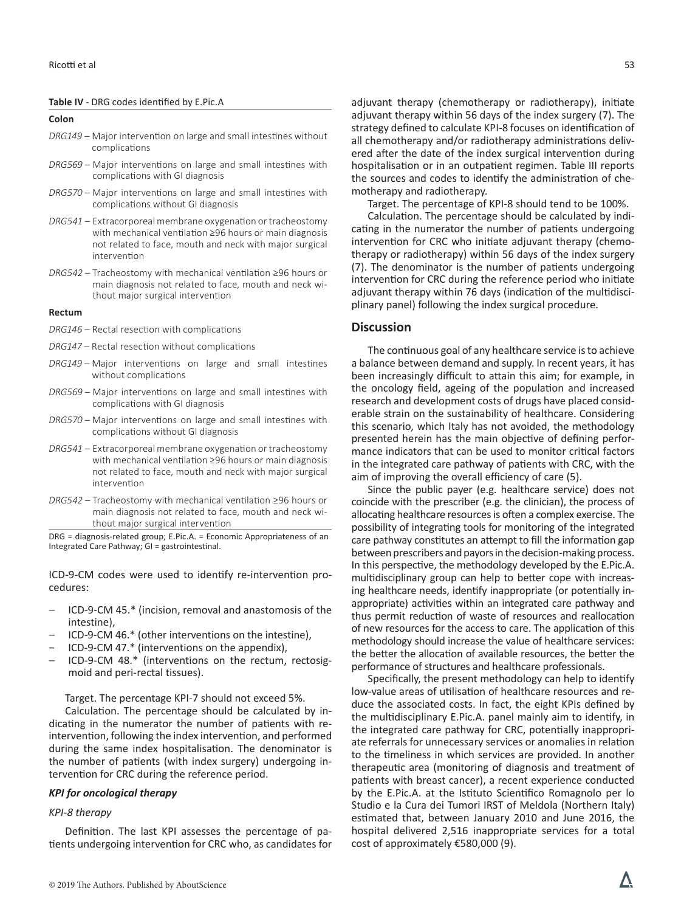**Table IV** - DRG codes identified by E.Pic.A

**Colon**

*DRG149* – Major intervention on large and small intestines without complications

*DRG569* – Major interventions on large and small intestines with complications with GI diagnosis

*DRG570* – Major interventions on large and small intestines with complications without GI diagnosis

*DRG541* – Extracorporeal membrane oxygenation or tracheostomy with mechanical ventilation ≥96 hours or main diagnosis not related to face, mouth and neck with major surgical intervention

*DRG542* – Tracheostomy with mechanical ventilation ≥96 hours or main diagnosis not related to face, mouth and neck without major surgical intervention

**Rectum**

*DRG146* – Rectal resection with complications

*DRG147* – Rectal resection without complications

*DRG149* – Major interventions on large and small intestines without complications

*DRG569* – Major interventions on large and small intestines with complications with GI diagnosis

*DRG570* – Major interventions on large and small intestines with complications without GI diagnosis

*DRG541* – Extracorporeal membrane oxygenation or tracheostomy with mechanical ventilation ≥96 hours or main diagnosis not related to face, mouth and neck with major surgical intervention

*DRG542* – Tracheostomy with mechanical ventilation ≥96 hours or main diagnosis not related to face, mouth and neck without major surgical intervention

DRG = diagnosis-related group; E.Pic.A. = Economic Appropriateness of an Integrated Care Pathway; GI = gastrointestinal.

ICD-9-CM codes were used to identify re-intervention procedures:

- ICD-9-CM 45.* (incision, removal and anastomosis of the intestine),
- ICD-9-CM 46.* (other interventions on the intestine),
- ICD-9-CM 47.* (interventions on the appendix),
- ICD-9-CM 48.* (interventions on the rectum, rectosigmoid and peri-rectal tissues).

Target. The percentage KPI-7 should not exceed 5%.

Calculation. The percentage should be calculated by indicating in the numerator the number of patients with re-intervention, following the index intervention, and performed during the same index hospitalisation. The denominator is the number of patients (with index surgery) undergoing intervention for CRC during the reference period.

### *KPI for oncological therapy*

*KPI-8 therapy*

Definition. The last KPI assesses the percentage of patients undergoing intervention for CRC who, as candidates for adjuvant therapy (chemotherapy or radiotherapy), initiate adjuvant therapy within 56 days of the index surgery (7). The strategy defined to calculate KPI-8 focuses on identification of all chemotherapy and/or radiotherapy administrations delivered after the date of the index surgical intervention during hospitalisation or in an outpatient regimen. Table III reports the sources and codes to identify the administration of chemotherapy and radiotherapy.

Target. The percentage of KPI-8 should tend to be 100%.

Calculation. The percentage should be calculated by indicating in the numerator the number of patients undergoing intervention for CRC who initiate adjuvant therapy (chemotherapy or radiotherapy) within 56 days of the index surgery (7). The denominator is the number of patients undergoing intervention for CRC during the reference period who initiate adjuvant therapy within 76 days (indication of the multidisciplinary panel) following the index surgical procedure.

## Discussion

The continuous goal of any healthcare service is to achieve a balance between demand and supply. In recent years, it has been increasingly difficult to attain this aim; for example, in the oncology field, ageing of the population and increased research and development costs of drugs have placed considerable strain on the sustainability of healthcare. Considering this scenario, which Italy has not avoided, the methodology presented herein has the main objective of defining performance indicators that can be used to monitor critical factors in the integrated care pathway of patients with CRC, with the aim of improving the overall efficiency of care (5).

Since the public payer (e.g. healthcare service) does not coincide with the prescriber (e.g. the clinician), the process of allocating healthcare resources is often a complex exercise. The possibility of integrating tools for monitoring of the integrated care pathway constitutes an attempt to fill the information gap between prescribers and payors in the decision-making process. In this perspective, the methodology developed by the E.Pic.A. multidisciplinary group can help to better cope with increasing healthcare needs, identify inappropriate (or potentially inappropriate) activities within an integrated care pathway and thus permit reduction of waste of resources and reallocation of new resources for the access to care. The application of this methodology should increase the value of healthcare services: the better the allocation of available resources, the better the performance of structures and healthcare professionals.

Specifically, the present methodology can help to identify low-value areas of utilisation of healthcare resources and reduce the associated costs. In fact, the eight KPIs defined by the multidisciplinary E.Pic.A. panel mainly aim to identify, in the integrated care pathway for CRC, potentially inappropriate referrals for unnecessary services or anomalies in relation to the timeliness in which services are provided. In another therapeutic area (monitoring of diagnosis and treatment of patients with breast cancer), a recent experience conducted by the E.Pic.A. at the Istituto Scientifico Romagnolo per lo Studio e la Cura dei Tumori IRST of Meldola (Northern Italy) estimated that, between January 2010 and June 2016, the hospital delivered 2,516 inappropriate services for a total cost of approximately €580,000 (9).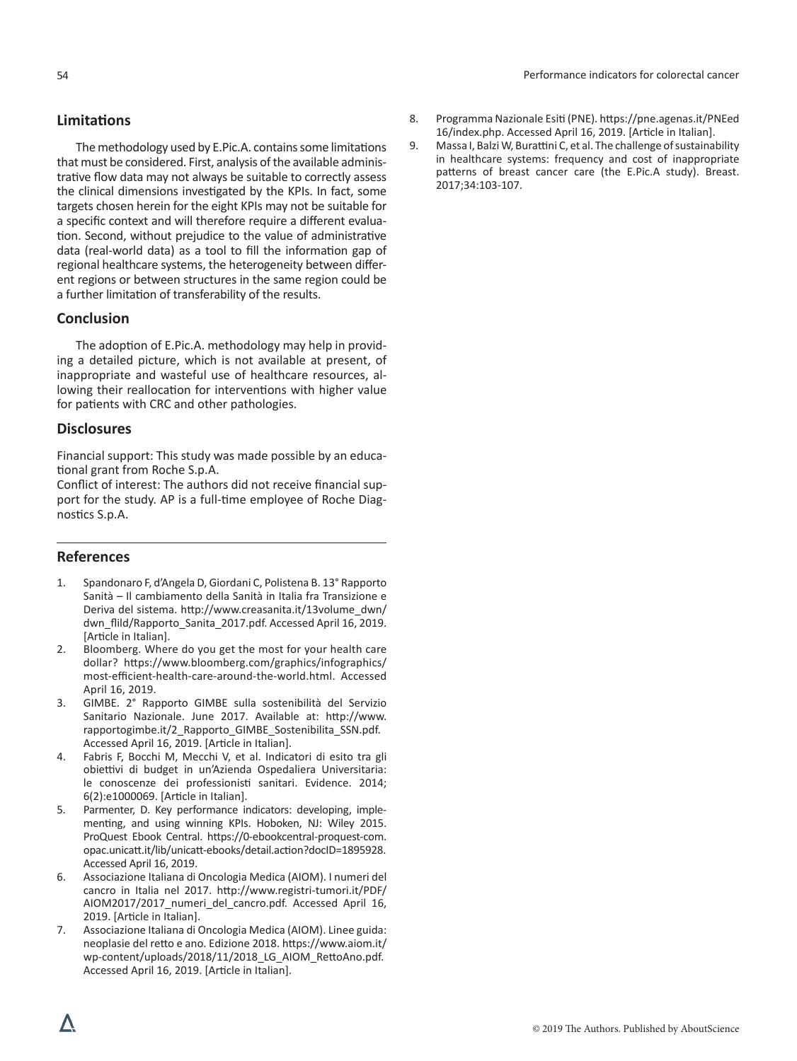## Limitations

The methodology used by E.Pic.A. contains some limitations that must be considered. First, analysis of the available administrative flow data may not always be suitable to correctly assess the clinical dimensions investigated by the KPIs. In fact, some targets chosen herein for the eight KPIs may not be suitable for a specific context and will therefore require a different evaluation. Second, without prejudice to the value of administrative data (real-world data) as a tool to fill the information gap of regional healthcare systems, the heterogeneity between different regions or between structures in the same region could be a further limitation of transferability of the results.

## Conclusion

The adoption of E.Pic.A. methodology may help in providing a detailed picture, which is not available at present, of inappropriate and wasteful use of healthcare resources, allowing their reallocation for interventions with higher value for patients with CRC and other pathologies.

## Disclosures

Financial support: This study was made possible by an educational grant from Roche S.p.A.
Conflict of interest: The authors did not receive financial support for the study. AP is a full-time employee of Roche Diagnostics S.p.A.

## References

1. Spandonaro F, d'Angela D, Giordani C, Polistena B. 13° Rapporto Sanità – Il cambiamento della Sanità in Italia fra Transizione e Deriva del sistema. http://www.creasanita.it/13volume_dwn/dwn_flild/Rapporto_Sanita_2017.pdf. Accessed April 16, 2019. [Article in Italian].
2. Bloomberg. Where do you get the most for your health care dollar? https://www.bloomberg.com/graphics/infographics/most-efficient-health-care-around-the-world.html. Accessed April 16, 2019.
3. GIMBE. 2° Rapporto GIMBE sulla sostenibilità del Servizio Sanitario Nazionale. June 2017. Available at: http://www.rapportogimbe.it/2_Rapporto_GIMBE_Sostenibilita_SSN.pdf. Accessed April 16, 2019. [Article in Italian].
4. Fabris F, Bocchi M, Mecchi V, et al. Indicatori di esito tra gli obiettivi di budget in un'Azienda Ospedaliera Universitaria: le conoscenze dei professionisti sanitari. Evidence. 2014; 6(2):e1000069. [Article in Italian].
5. Parmenter, D. Key performance indicators: developing, implementing, and using winning KPIs. Hoboken, NJ: Wiley 2015. ProQuest Ebook Central. https://0-ebookcentral-proquest-com.opac.unicatt.it/lib/unicatt-ebooks/detail.action?docID=1895928. Accessed April 16, 2019.
6. Associazione Italiana di Oncologia Medica (AIOM). I numeri del cancro in Italia nel 2017. http://www.registri-tumori.it/PDF/AIOM2017/2017_numeri_del_cancro.pdf. Accessed April 16, 2019. [Article in Italian].
7. Associazione Italiana di Oncologia Medica (AIOM). Linee guida: neoplasie del retto e ano. Edizione 2018. https://www.aiom.it/wp-content/uploads/2018/11/2018_LG_AIOM_RettoAno.pdf. Accessed April 16, 2019. [Article in Italian].
8. Programma Nazionale Esiti (PNE). https://pne.agenas.it/PNEed16/index.php. Accessed April 16, 2019. [Article in Italian].
9. Massa I, Balzi W, Burattini C, et al. The challenge of sustainability in healthcare systems: frequency and cost of inappropriate patterns of breast cancer care (the E.Pic.A study). Breast. 2017;34:103-107.